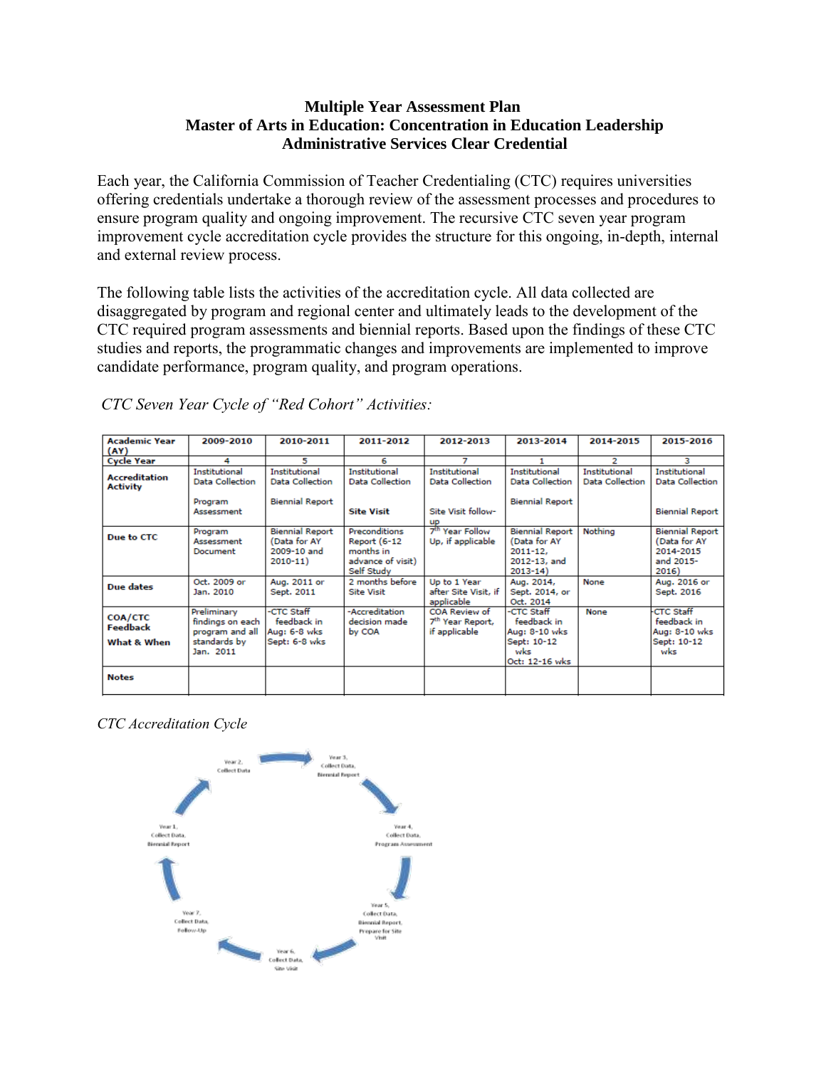**Multiple Year Assessment Plan**
**Master of Arts in Education: Concentration in Education Leadership**
**Administrative Services Clear Credential**

Each year, the California Commission of Teacher Credentialing (CTC) requires universities offering credentials undertake a thorough review of the assessment processes and procedures to ensure program quality and ongoing improvement. The recursive CTC seven year program improvement cycle accreditation cycle provides the structure for this ongoing, in-depth, internal and external review process.

The following table lists the activities of the accreditation cycle. All data collected are disaggregated by program and regional center and ultimately leads to the development of the CTC required program assessments and biennial reports. Based upon the findings of these CTC studies and reports, the programmatic changes and improvements are implemented to improve candidate performance, program quality, and program operations.

*CTC Seven Year Cycle of "Red Cohort" Activities:*

| Academic Year (AY) | 2009-2010 | 2010-2011 | 2011-2012 | 2012-2013 | 2013-2014 | 2014-2015 | 2015-2016 |
|---|---|---|---|---|---|---|---|
| Cycle Year | 4 | 5 | 6 | 7 | 1 | 2 | 3 |
| Accreditation Activity | Institutional Data Collection<br><br>Program Assessment | Institutional Data Collection<br><br>Biennial Report | Institutional Data Collection<br><br>**Site Visit** | Institutional Data Collection<br><br>Site Visit follow-up | Institutional Data Collection<br><br>Biennial Report | Institutional Data Collection | Institutional Data Collection<br><br>Biennial Report |
| Due to CTC | Program Assessment Document | Biennial Report (Data for AY 2009-10 and 2010-11) | Preconditions Report (6-12 months in advance of visit)<br>Self Study | 7th Year Follow Up, if applicable | Biennial Report (Data for AY 2011-12, 2012-13, and 2013-14) | Nothing | Biennial Report (Data for AY 2014-2015 and 2015-2016) |
| Due dates | Oct. 2009 or Jan. 2010 | Aug. 2011 or Sept. 2011 | 2 months before Site Visit | Up to 1 Year after Site Visit, if applicable | Aug. 2014, Sept. 2014, or Oct. 2014 | None | Aug. 2016 or Sept. 2016 |
| COA/CTC Feedback<br>What & When | Preliminary findings on each program and all standards by Jan. 2011 | -CTC Staff feedback in Aug: 6-8 wks Sept: 6-8 wks | -Accreditation decision made by COA | COA Review of 7th Year Report, if applicable | -CTC Staff feedback in Aug: 8-10 wks Sept: 10-12 wks Oct: 12-16 wks | None | -CTC Staff feedback in Aug: 8-10 wks Sept: 10-12 wks |
| Notes | | | | | | | |

*CTC Accreditation Cycle*

Year 1, Collect Data, Biennial Report → Year 2, Collect Data → Year 3, Collect Data, Biennial Report → Year 4, Collect Data, Program Assessment → Year 5, Collect Data, Biennial Report, Prepare for Site Visit → Year 6, Collect Data, Site Visit → Year 7, Collect Data, Follow-Up → Year 1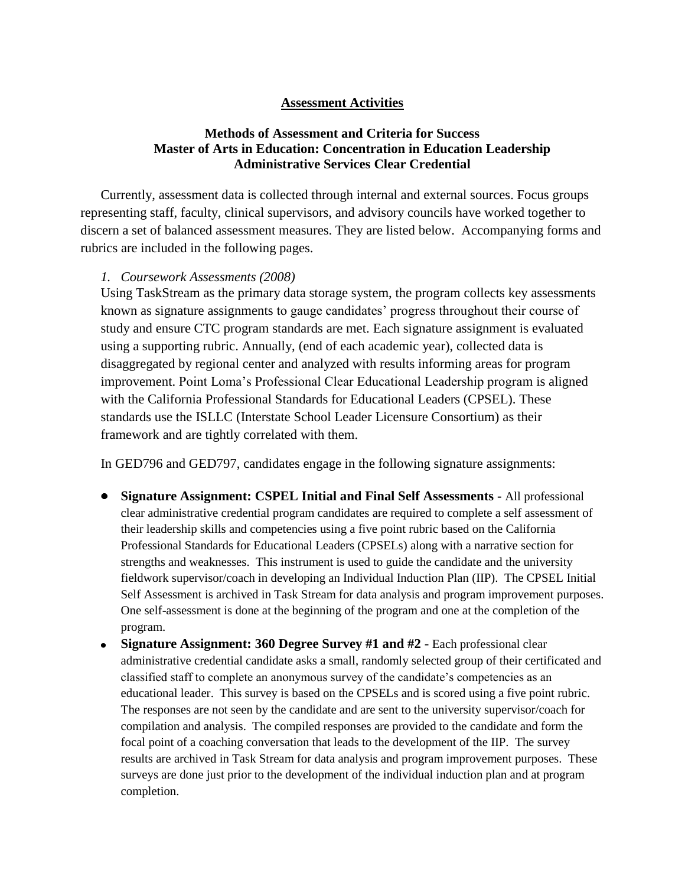# Assessment Activities

## Methods of Assessment and Criteria for Success
## Master of Arts in Education: Concentration in Education Leadership
## Administrative Services Clear Credential

Currently, assessment data is collected through internal and external sources. Focus groups representing staff, faculty, clinical supervisors, and advisory councils have worked together to discern a set of balanced assessment measures. They are listed below. Accompanying forms and rubrics are included in the following pages.

*1. Coursework Assessments (2008)*

Using TaskStream as the primary data storage system, the program collects key assessments known as signature assignments to gauge candidates' progress throughout their course of study and ensure CTC program standards are met. Each signature assignment is evaluated using a supporting rubric. Annually, (end of each academic year), collected data is disaggregated by regional center and analyzed with results informing areas for program improvement. Point Loma's Professional Clear Educational Leadership program is aligned with the California Professional Standards for Educational Leaders (CPSEL). These standards use the ISLLC (Interstate School Leader Licensure Consortium) as their framework and are tightly correlated with them.

In GED796 and GED797, candidates engage in the following signature assignments:

- **Signature Assignment: CSPEL Initial and Final Self Assessments -** All professional clear administrative credential program candidates are required to complete a self assessment of their leadership skills and competencies using a five point rubric based on the California Professional Standards for Educational Leaders (CPSELs) along with a narrative section for strengths and weaknesses. This instrument is used to guide the candidate and the university fieldwork supervisor/coach in developing an Individual Induction Plan (IIP). The CPSEL Initial Self Assessment is archived in Task Stream for data analysis and program improvement purposes. One self-assessment is done at the beginning of the program and one at the completion of the program.
- **Signature Assignment: 360 Degree Survey #1 and #2** - Each professional clear administrative credential candidate asks a small, randomly selected group of their certificated and classified staff to complete an anonymous survey of the candidate's competencies as an educational leader. This survey is based on the CPSELs and is scored using a five point rubric. The responses are not seen by the candidate and are sent to the university supervisor/coach for compilation and analysis. The compiled responses are provided to the candidate and form the focal point of a coaching conversation that leads to the development of the IIP. The survey results are archived in Task Stream for data analysis and program improvement purposes. These surveys are done just prior to the development of the individual induction plan and at program completion.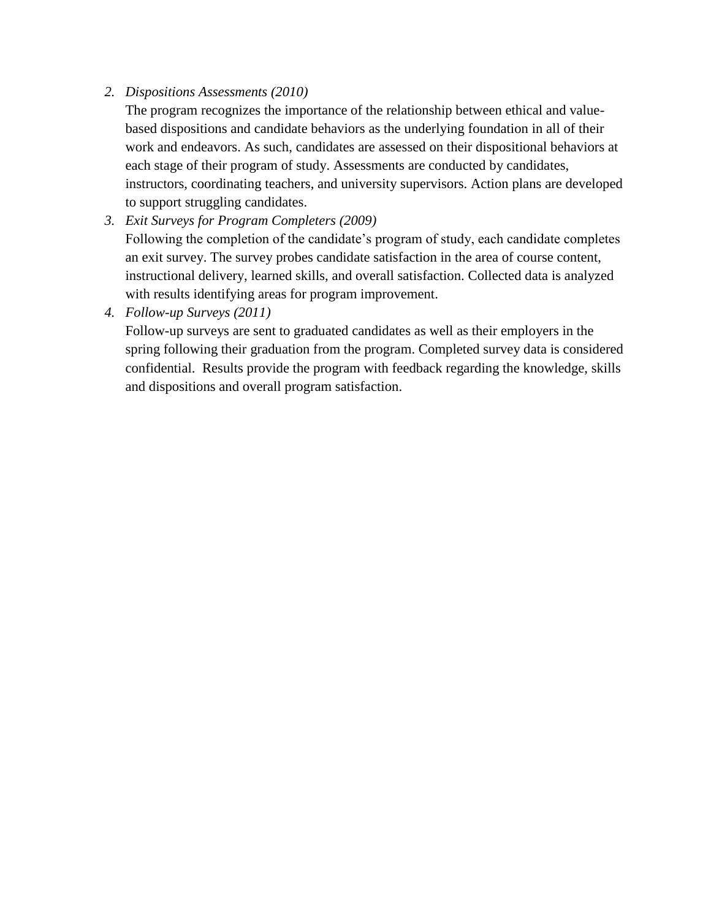2. *Dispositions Assessments (2010)*

   The program recognizes the importance of the relationship between ethical and value-based dispositions and candidate behaviors as the underlying foundation in all of their work and endeavors. As such, candidates are assessed on their dispositional behaviors at each stage of their program of study. Assessments are conducted by candidates, instructors, coordinating teachers, and university supervisors. Action plans are developed to support struggling candidates.

3. *Exit Surveys for Program Completers (2009)*

   Following the completion of the candidate's program of study, each candidate completes an exit survey. The survey probes candidate satisfaction in the area of course content, instructional delivery, learned skills, and overall satisfaction. Collected data is analyzed with results identifying areas for program improvement.

4. *Follow-up Surveys (2011)*

   Follow-up surveys are sent to graduated candidates as well as their employers in the spring following their graduation from the program. Completed survey data is considered confidential. Results provide the program with feedback regarding the knowledge, skills and dispositions and overall program satisfaction.